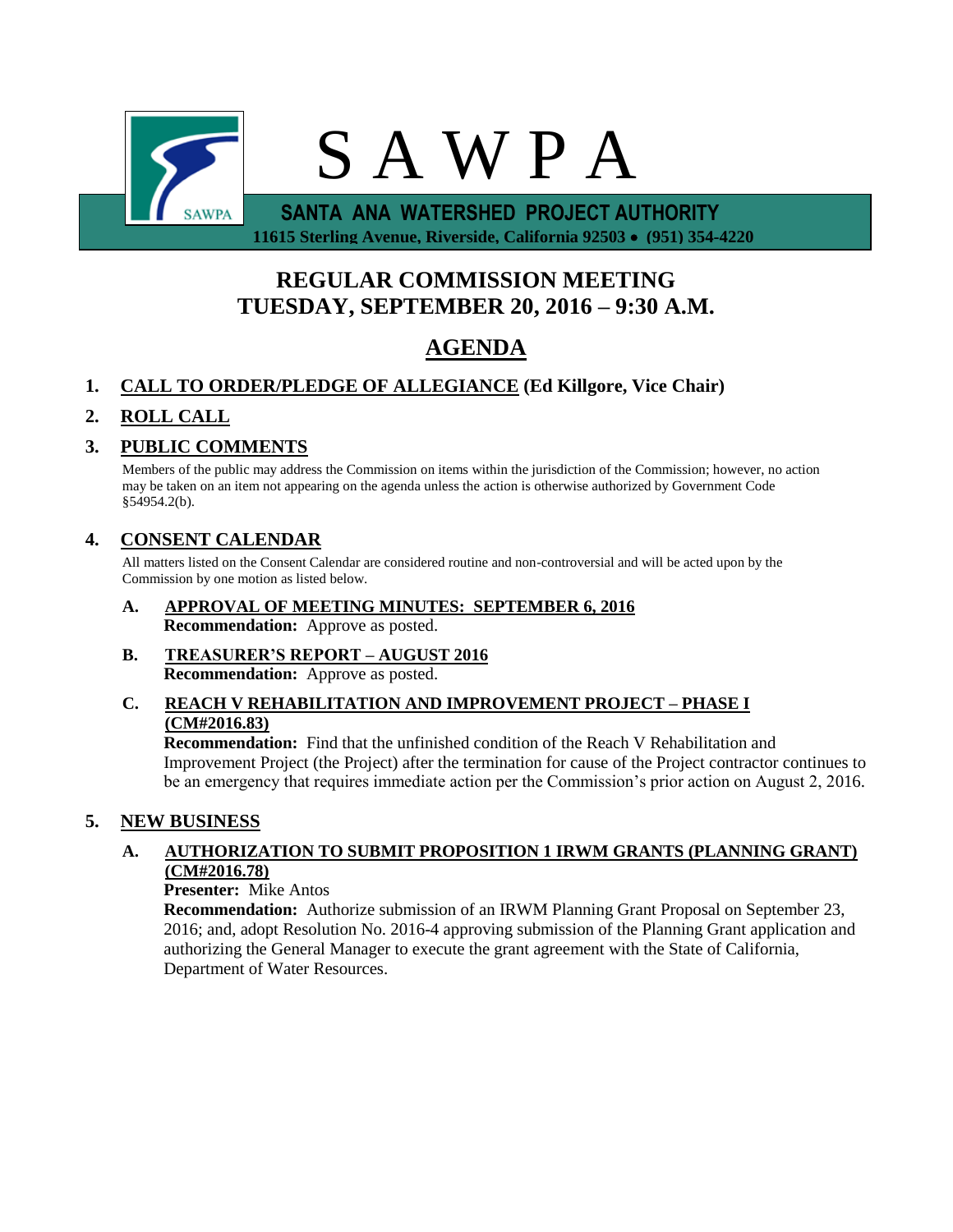# S A W P A

**SANTA ANA WATERSHED PROJECT AUTHORITY**

**11615 Sterling Avenue, Riverside, California 92503 • (951) 354-4220**

## REGULAR COMMISSION MEETING
## TUESDAY, SEPTEMBER 20, 2016 – 9:30 A.M.

## AGENDA

**1. CALL TO ORDER/PLEDGE OF ALLEGIANCE (Ed Killgore, Vice Chair)**

**2. ROLL CALL**

**3. PUBLIC COMMENTS**

Members of the public may address the Commission on items within the jurisdiction of the Commission; however, no action may be taken on an item not appearing on the agenda unless the action is otherwise authorized by Government Code §54954.2(b).

**4. CONSENT CALENDAR**

All matters listed on the Consent Calendar are considered routine and non-controversial and will be acted upon by the Commission by one motion as listed below.

**A. APPROVAL OF MEETING MINUTES: SEPTEMBER 6, 2016**
**Recommendation:** Approve as posted.

**B. TREASURER'S REPORT – AUGUST 2016**
**Recommendation:** Approve as posted.

**C. REACH V REHABILITATION AND IMPROVEMENT PROJECT – PHASE I (CM#2016.83)**
**Recommendation:** Find that the unfinished condition of the Reach V Rehabilitation and Improvement Project (the Project) after the termination for cause of the Project contractor continues to be an emergency that requires immediate action per the Commission's prior action on August 2, 2016.

**5. NEW BUSINESS**

**A. AUTHORIZATION TO SUBMIT PROPOSITION 1 IRWM GRANTS (PLANNING GRANT) (CM#2016.78)**
**Presenter:** Mike Antos
**Recommendation:** Authorize submission of an IRWM Planning Grant Proposal on September 23, 2016; and, adopt Resolution No. 2016-4 approving submission of the Planning Grant application and authorizing the General Manager to execute the grant agreement with the State of California, Department of Water Resources.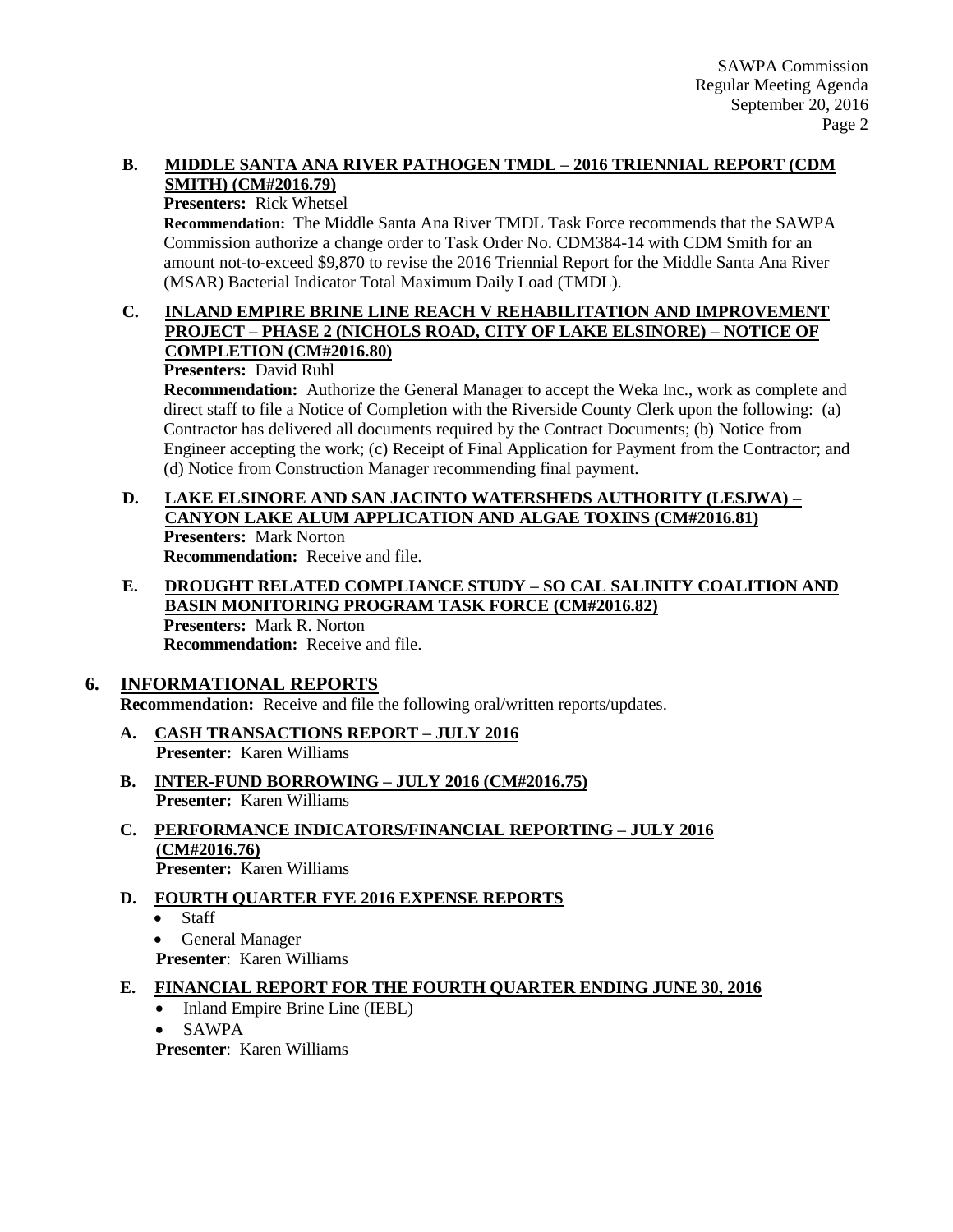**B. MIDDLE SANTA ANA RIVER PATHOGEN TMDL – 2016 TRIENNIAL REPORT (CDM SMITH) (CM#2016.79)**

**Presenters:** Rick Whetsel

**Recommendation:** The Middle Santa Ana River TMDL Task Force recommends that the SAWPA Commission authorize a change order to Task Order No. CDM384-14 with CDM Smith for an amount not-to-exceed $9,870 to revise the 2016 Triennial Report for the Middle Santa Ana River (MSAR) Bacterial Indicator Total Maximum Daily Load (TMDL).

**C. INLAND EMPIRE BRINE LINE REACH V REHABILITATION AND IMPROVEMENT PROJECT – PHASE 2 (NICHOLS ROAD, CITY OF LAKE ELSINORE) – NOTICE OF COMPLETION (CM#2016.80)**

**Presenters:** David Ruhl

**Recommendation:** Authorize the General Manager to accept the Weka Inc., work as complete and direct staff to file a Notice of Completion with the Riverside County Clerk upon the following: (a) Contractor has delivered all documents required by the Contract Documents; (b) Notice from Engineer accepting the work; (c) Receipt of Final Application for Payment from the Contractor; and (d) Notice from Construction Manager recommending final payment.

**D. LAKE ELSINORE AND SAN JACINTO WATERSHEDS AUTHORITY (LESJWA) – CANYON LAKE ALUM APPLICATION AND ALGAE TOXINS (CM#2016.81)**

**Presenters:** Mark Norton

**Recommendation:** Receive and file.

**E. DROUGHT RELATED COMPLIANCE STUDY – SO CAL SALINITY COALITION AND BASIN MONITORING PROGRAM TASK FORCE (CM#2016.82)**

**Presenters:** Mark R. Norton

**Recommendation:** Receive and file.

## 6. INFORMATIONAL REPORTS

**Recommendation:** Receive and file the following oral/written reports/updates.

**A. CASH TRANSACTIONS REPORT – JULY 2016**

**Presenter:** Karen Williams

**B. INTER-FUND BORROWING – JULY 2016 (CM#2016.75)**

**Presenter:** Karen Williams

**C. PERFORMANCE INDICATORS/FINANCIAL REPORTING – JULY 2016 (CM#2016.76)**

**Presenter:** Karen Williams

**D. FOURTH QUARTER FYE 2016 EXPENSE REPORTS**

- Staff
- General Manager

**Presenter**: Karen Williams

**E. FINANCIAL REPORT FOR THE FOURTH QUARTER ENDING JUNE 30, 2016**

- Inland Empire Brine Line (IEBL)
- SAWPA

**Presenter**: Karen Williams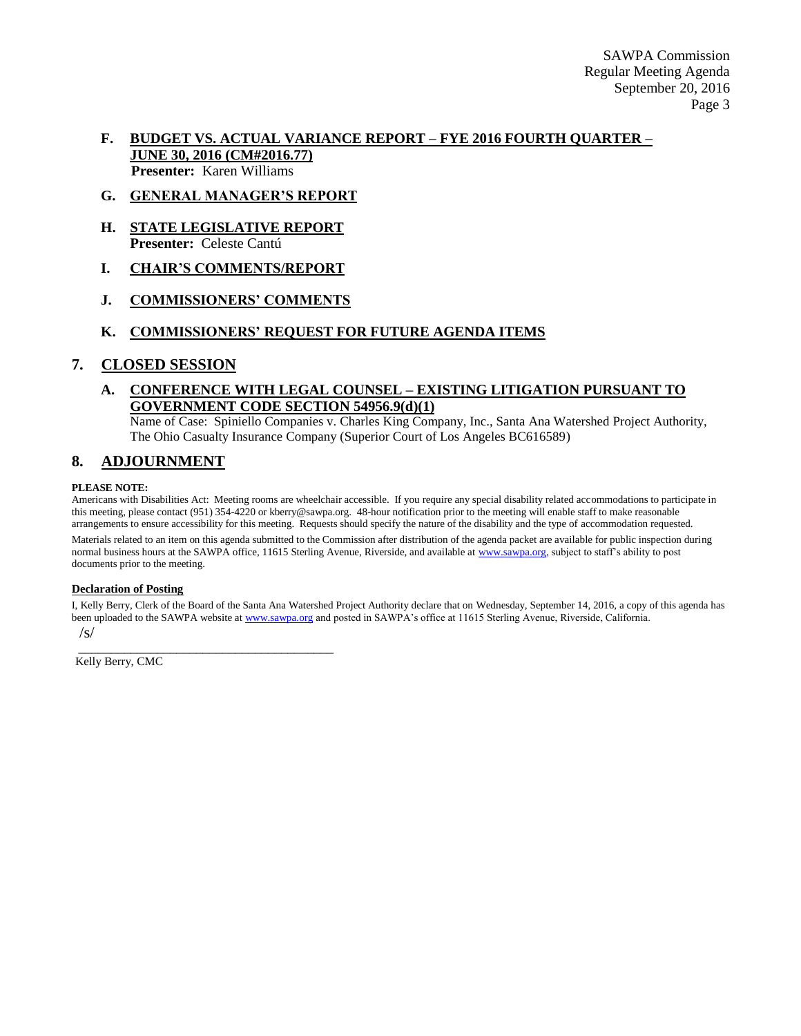### F. BUDGET VS. ACTUAL VARIANCE REPORT – FYE 2016 FOURTH QUARTER – JUNE 30, 2016 (CM#2016.77)

**Presenter:** Karen Williams

### G. GENERAL MANAGER'S REPORT

### H. STATE LEGISLATIVE REPORT

**Presenter:** Celeste Cantú

### I. CHAIR'S COMMENTS/REPORT

### J. COMMISSIONERS' COMMENTS

### K. COMMISSIONERS' REQUEST FOR FUTURE AGENDA ITEMS

## 7. CLOSED SESSION

### A. CONFERENCE WITH LEGAL COUNSEL – EXISTING LITIGATION PURSUANT TO GOVERNMENT CODE SECTION 54956.9(d)(1)

Name of Case: Spiniello Companies v. Charles King Company, Inc., Santa Ana Watershed Project Authority, The Ohio Casualty Insurance Company (Superior Court of Los Angeles BC616589)

## 8. ADJOURNMENT

**PLEASE NOTE:**

Americans with Disabilities Act: Meeting rooms are wheelchair accessible. If you require any special disability related accommodations to participate in this meeting, please contact (951) 354-4220 or kberry@sawpa.org. 48-hour notification prior to the meeting will enable staff to make reasonable arrangements to ensure accessibility for this meeting. Requests should specify the nature of the disability and the type of accommodation requested.

Materials related to an item on this agenda submitted to the Commission after distribution of the agenda packet are available for public inspection during normal business hours at the SAWPA office, 11615 Sterling Avenue, Riverside, and available at www.sawpa.org, subject to staff's ability to post documents prior to the meeting.

**Declaration of Posting**

I, Kelly Berry, Clerk of the Board of the Santa Ana Watershed Project Authority declare that on Wednesday, September 14, 2016, a copy of this agenda has been uploaded to the SAWPA website at www.sawpa.org and posted in SAWPA's office at 11615 Sterling Avenue, Riverside, California.

/s/

_________________________________________

Kelly Berry, CMC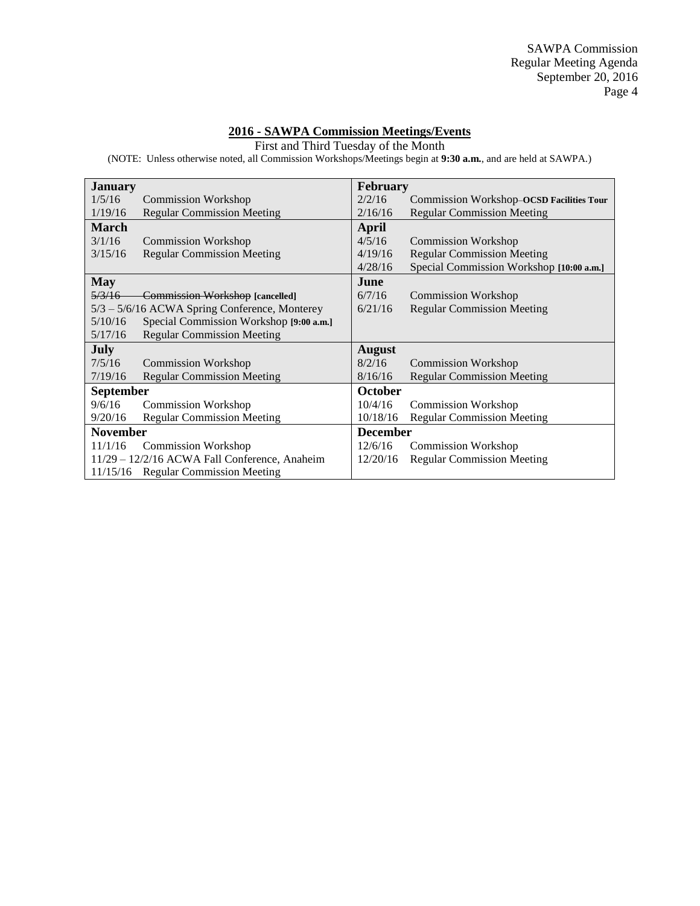## 2016 - SAWPA Commission Meetings/Events

First and Third Tuesday of the Month

(NOTE: Unless otherwise noted, all Commission Workshops/Meetings begin at **9:30 a.m.**, and are held at SAWPA.)

| | |
|---|---|
| **January** | **February** |
| 1/5/16 Commission Workshop | 2/2/16 Commission Workshop–**OCSD Facilities Tour** |
| 1/19/16 Regular Commission Meeting | 2/16/16 Regular Commission Meeting |
| **March** | **April** |
| 3/1/16 Commission Workshop | 4/5/16 Commission Workshop |
| 3/15/16 Regular Commission Meeting | 4/19/16 Regular Commission Meeting |
| | 4/28/16 Special Commission Workshop **[10:00 a.m.]** |
| **May** | **June** |
| ~~5/3/16 Commission Workshop~~ **[cancelled]** | 6/7/16 Commission Workshop |
| 5/3 – 5/6/16 ACWA Spring Conference, Monterey | 6/21/16 Regular Commission Meeting |
| 5/10/16 Special Commission Workshop **[9:00 a.m.]** | |
| 5/17/16 Regular Commission Meeting | |
| **July** | **August** |
| 7/5/16 Commission Workshop | 8/2/16 Commission Workshop |
| 7/19/16 Regular Commission Meeting | 8/16/16 Regular Commission Meeting |
| **September** | **October** |
| 9/6/16 Commission Workshop | 10/4/16 Commission Workshop |
| 9/20/16 Regular Commission Meeting | 10/18/16 Regular Commission Meeting |
| **November** | **December** |
| 11/1/16 Commission Workshop | 12/6/16 Commission Workshop |
| 11/29 – 12/2/16 ACWA Fall Conference, Anaheim | 12/20/16 Regular Commission Meeting |
| 11/15/16 Regular Commission Meeting | |